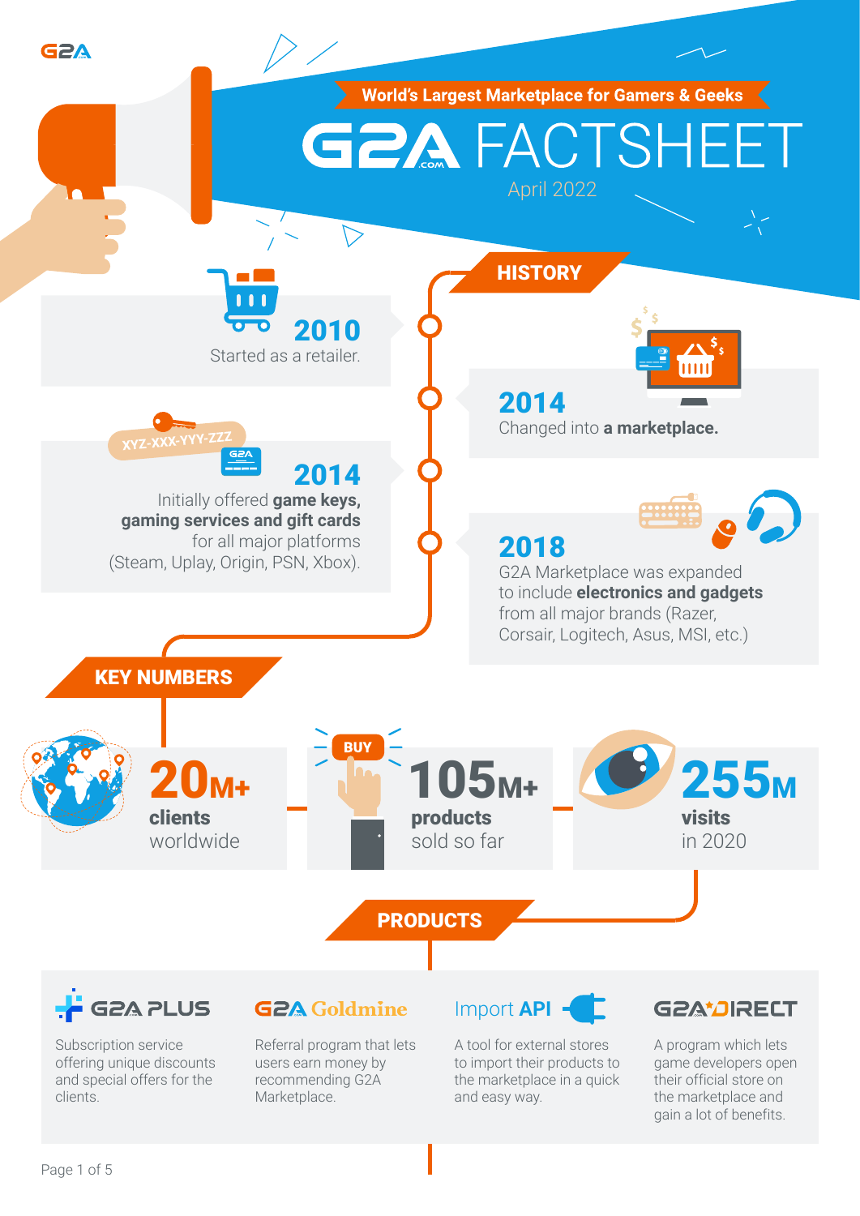World's Largest Marketplace for Gamers & Geeks

# G2A FACTSHEET

April 2022

## HISTORY

**2010**
Started as a retailer.

**2014**
Changed into **a marketplace.**

**2014**
Initially offered **game keys, gaming services and gift cards** for all major platforms (Steam, Uplay, Origin, PSN, Xbox).

**2018**
G2A Marketplace was expanded to include **electronics and gadgets** from all major brands (Razer, Corsair, Logitech, Asus, MSI, etc.)

## KEY NUMBERS

**20M+ clients** worldwide

**105M+ products** sold so far

**255M visits** in 2020

## PRODUCTS

**G2A PLUS**
Subscription service offering unique discounts and special offers for the clients.

**G2A Goldmine**
Referral program that lets users earn money by recommending G2A Marketplace.

**Import API**
A tool for external stores to import their products to the marketplace in a quick and easy way.

**G2A DIRECT**
A program which lets game developers open their official store on the marketplace and gain a lot of benefits.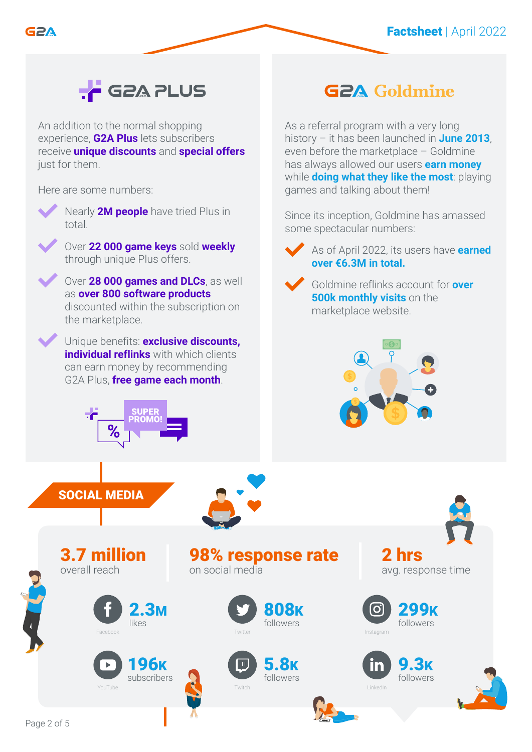Factsheet | April 2022

## G2A PLUS

An addition to the normal shopping experience, **G2A Plus** lets subscribers receive **unique discounts** and **special offers** just for them.

Here are some numbers:

- Nearly **2M people** have tried Plus in total.
- Over **22 000 game keys** sold **weekly** through unique Plus offers.
- Over **28 000 games and DLCs**, as well as **over 800 software products** discounted within the subscription on the marketplace.
- Unique benefits: **exclusive discounts, individual reflinks** with which clients can earn money by recommending G2A Plus, **free game each month**.

SUPER PROMO!

## G2A Goldmine

As a referral program with a very long history – it has been launched in **June 2013**, even before the marketplace – Goldmine has always allowed our users **earn money** while **doing what they like the most**: playing games and talking about them!

Since its inception, Goldmine has amassed some spectacular numbers:

- As of April 2022, its users have **earned over €6.3M in total.**
- Goldmine reflinks account for **over 500k monthly visits** on the marketplace website.

## SOCIAL MEDIA

**3.7 million**
overall reach

**98% response rate**
on social media

**2 hrs**
avg. response time

| Platform | Count |
|---|---|
| Facebook | **2.3M** likes |
| Twitter | **808K** followers |
| Instagram | **299K** followers |
| YouTube | **196K** subscribers |
| Twitch | **5.8K** followers |
| LinkedIn | **9.3K** followers |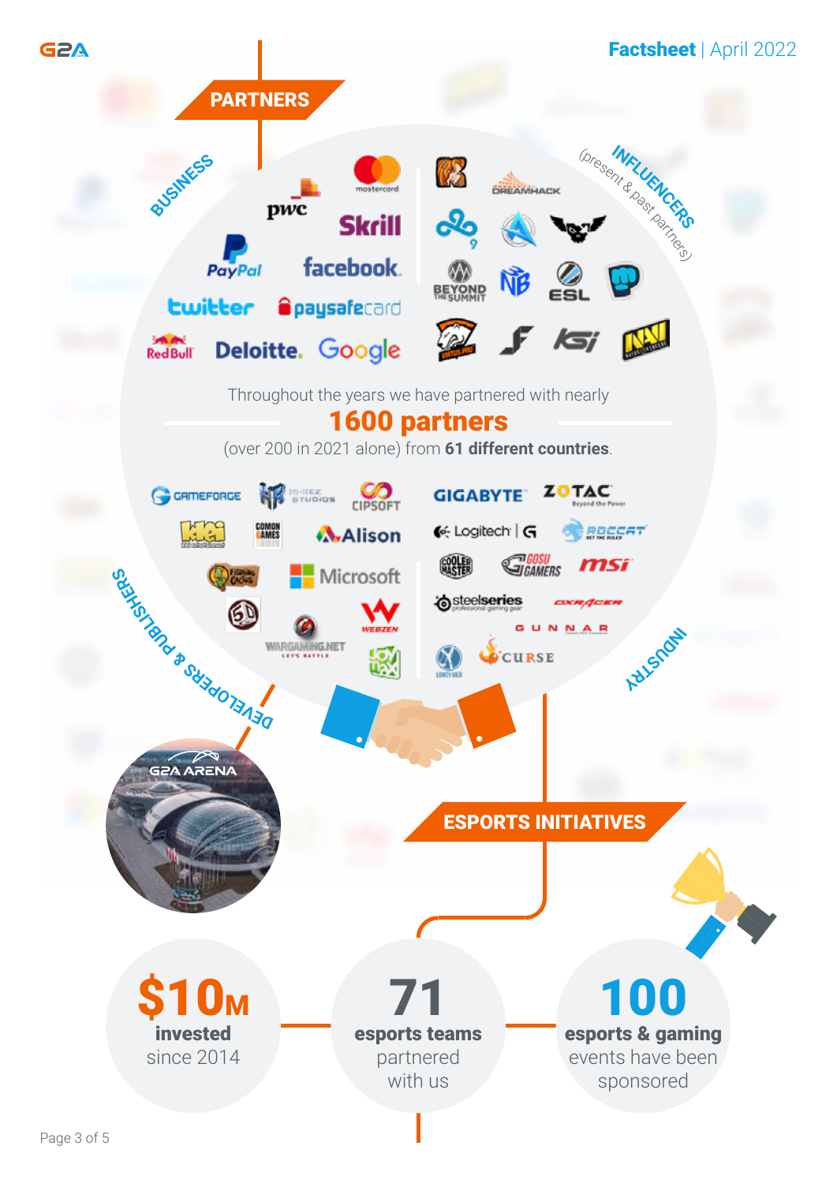## PARTNERS

**BUSINESS**

**INFLUENCERS** (present & past partners)

Throughout the years we have partnered with nearly

**1600 partners**

(over 200 in 2021 alone) from **61 different countries**.

**DEVELOPERS & PUBLISHERS**

**INDUSTRY**

## ESPORTS INITIATIVES

**$10M** **invested** since 2014

**71** **esports teams** partnered with us

**100** **esports & gaming** events have been sponsored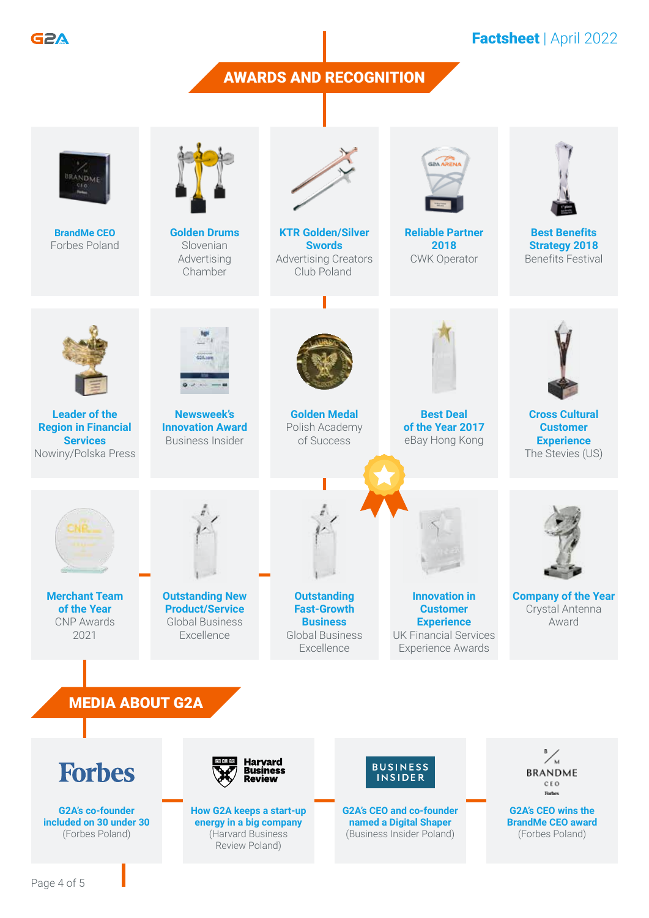## AWARDS AND RECOGNITION

**BrandMe CEO**
Forbes Poland

**Golden Drums**
Slovenian Advertising Chamber

**KTR Golden/Silver Swords**
Advertising Creators Club Poland

**Reliable Partner 2018**
CWK Operator

**Best Benefits Strategy 2018**
Benefits Festival

**Leader of the Region in Financial Services**
Nowiny/Polska Press

**Newsweek's Innovation Award**
Business Insider

**Golden Medal**
Polish Academy of Success

**Best Deal of the Year 2017**
eBay Hong Kong

**Cross Cultural Customer Experience**
The Stevies (US)

**Merchant Team of the Year**
CNP Awards 2021

**Outstanding New Product/Service**
Global Business Excellence

**Outstanding Fast-Growth Business**
Global Business Excellence

**Innovation in Customer Experience**
UK Financial Services Experience Awards

**Company of the Year**
Crystal Antenna Award

## MEDIA ABOUT G2A

Forbes
**G2A's co-founder included on 30 under 30**
(Forbes Poland)

Harvard Business Review
**How G2A keeps a start-up energy in a big company**
(Harvard Business Review Poland)

BUSINESS INSIDER
**G2A's CEO and co-founder named a Digital Shaper**
(Business Insider Poland)

BRANDME CEO Forbes
**G2A's CEO wins the BrandMe CEO award**
(Forbes Poland)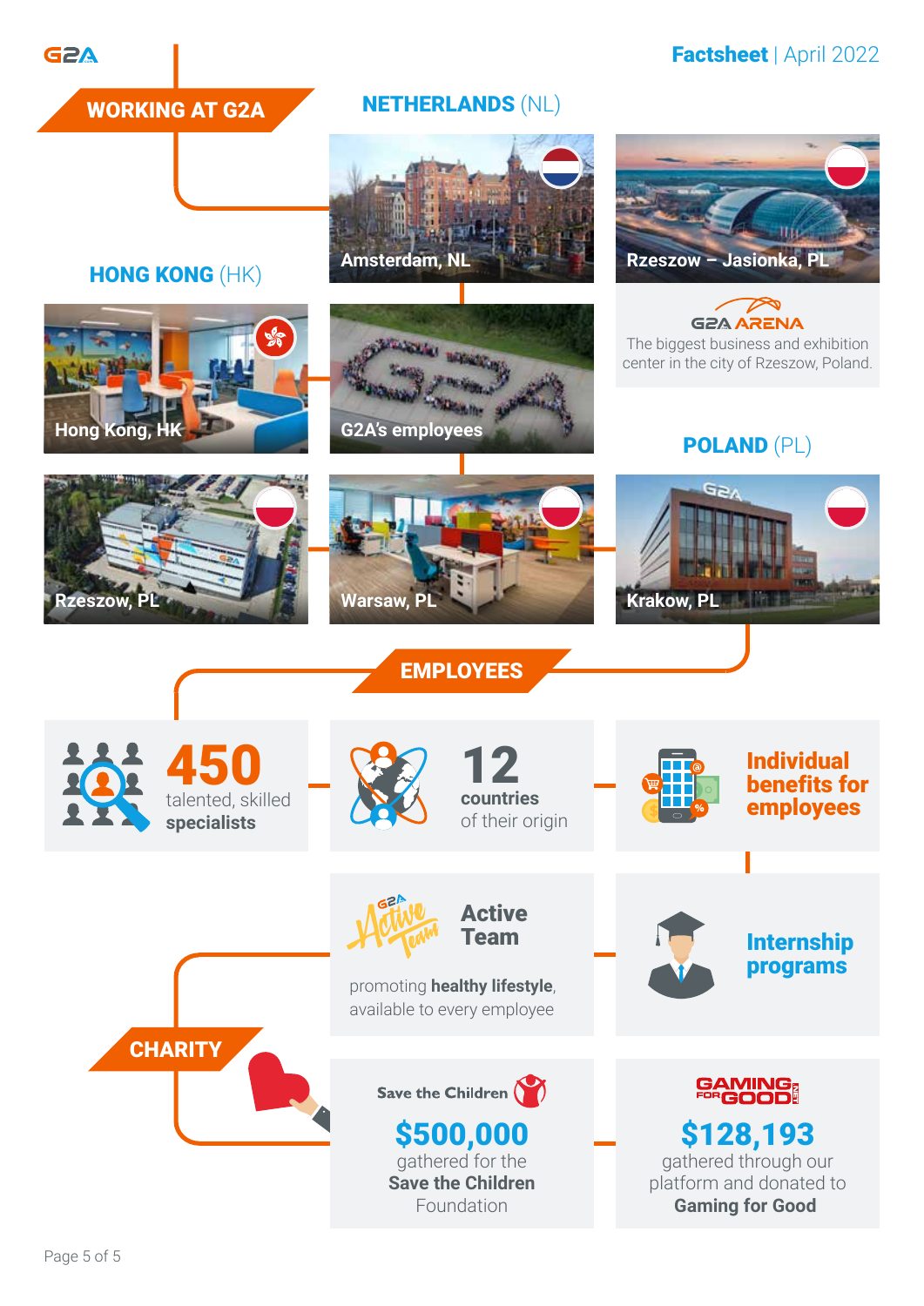**Factsheet** | April 2022

## WORKING AT G2A

### NETHERLANDS (NL)

Amsterdam, NL

Rzeszow – Jasionka, PL

**G2A ARENA**

The biggest business and exhibition center in the city of Rzeszow, Poland.

### HONG KONG (HK)

Hong Kong, HK

G2A's employees

### POLAND (PL)

Rzeszow, PL

Warsaw, PL

Krakow, PL

## EMPLOYEES

**450** talented, skilled **specialists**

**12 countries** of their origin

**Individual benefits for employees**

**Active Team**

promoting **healthy lifestyle**, available to every employee

**Internship programs**

## CHARITY

Save the Children

**$500,000**

gathered for the **Save the Children** Foundation

GAMING FOR GOOD

**$128,193**

gathered through our platform and donated to **Gaming for Good**